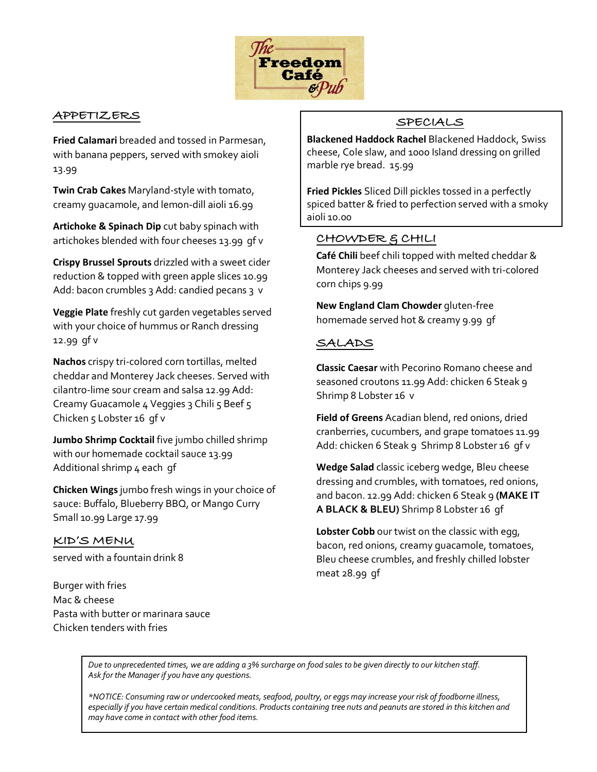# The Freedom Café & Pub

## APPETIZERS

**Fried Calamari** breaded and tossed in Parmesan, with banana peppers, served with smokey aioli 13.99

**Twin Crab Cakes** Maryland-style with tomato, creamy guacamole, and lemon-dill aioli 16.99

**Artichoke & Spinach Dip** cut baby spinach with artichokes blended with four cheeses 13.99 gf v

**Crispy Brussel Sprouts** drizzled with a sweet cider reduction & topped with green apple slices 10.99 Add: bacon crumbles 3 Add: candied pecans 3 v

**Veggie Plate** freshly cut garden vegetables served with your choice of hummus or Ranch dressing 12.99 gf v

**Nachos** crispy tri-colored corn tortillas, melted cheddar and Monterey Jack cheeses. Served with cilantro-lime sour cream and salsa 12.99 Add: Creamy Guacamole 4 Veggies 3 Chili 5 Beef 5 Chicken 5 Lobster 16 gf v

**Jumbo Shrimp Cocktail** five jumbo chilled shrimp with our homemade cocktail sauce 13.99 Additional shrimp 4 each gf

**Chicken Wings** jumbo fresh wings in your choice of sauce: Buffalo, Blueberry BBQ, or Mango Curry Small 10.99 Large 17.99

## KID'S MENU

served with a fountain drink 8

Burger with fries
Mac & cheese
Pasta with butter or marinara sauce
Chicken tenders with fries

## SPECIALS

**Blackened Haddock Rachel** Blackened Haddock, Swiss cheese, Cole slaw, and 1000 Island dressing on grilled marble rye bread. 15.99

**Fried Pickles** Sliced Dill pickles tossed in a perfectly spiced batter & fried to perfection served with a smoky aioli 10.00

## CHOWDER & CHILI

**Café Chili** beef chili topped with melted cheddar & Monterey Jack cheeses and served with tri-colored corn chips 9.99

**New England Clam Chowder** gluten-free homemade served hot & creamy 9.99 gf

## SALADS

**Classic Caesar** with Pecorino Romano cheese and seasoned croutons 11.99 Add: chicken 6 Steak 9 Shrimp 8 Lobster 16 v

**Field of Greens** Acadian blend, red onions, dried cranberries, cucumbers, and grape tomatoes 11.99 Add: chicken 6 Steak 9 Shrimp 8 Lobster 16 gf v

**Wedge Salad** classic iceberg wedge, Bleu cheese dressing and crumbles, with tomatoes, red onions, and bacon. 12.99 Add: chicken 6 Steak 9 **(MAKE IT A BLACK & BLEU)** Shrimp 8 Lobster 16 gf

**Lobster Cobb** our twist on the classic with egg, bacon, red onions, creamy guacamole, tomatoes, Bleu cheese crumbles, and freshly chilled lobster meat 28.99 gf

*Due to unprecedented times, we are adding a 3% surcharge on food sales to be given directly to our kitchen staff. Ask for the Manager if you have any questions.*

*\*NOTICE: Consuming raw or undercooked meats, seafood, poultry, or eggs may increase your risk of foodborne illness, especially if you have certain medical conditions. Products containing tree nuts and peanuts are stored in this kitchen and may have come in contact with other food items.*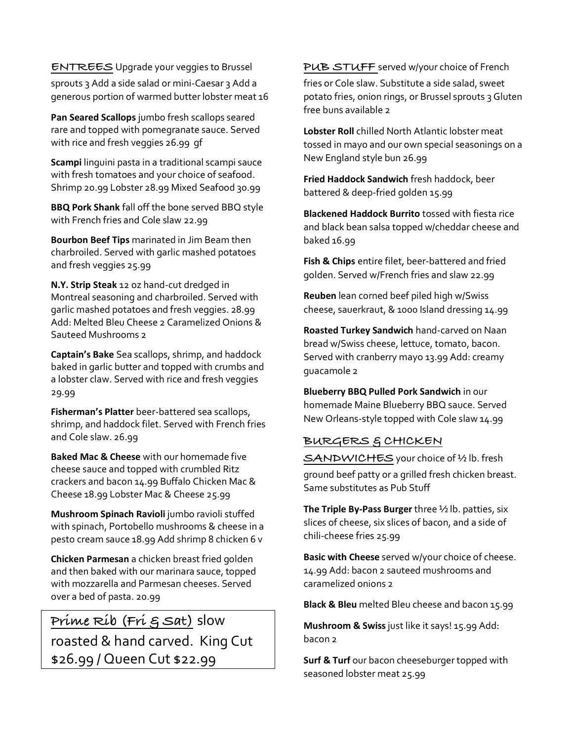## ENTREES

Upgrade your veggies to Brussel sprouts 3 Add a side salad or mini-Caesar 3 Add a generous portion of warmed butter lobster meat 16

**Pan Seared Scallops** jumbo fresh scallops seared rare and topped with pomegranate sauce. Served with rice and fresh veggies 26.99 gf

**Scampi** linguini pasta in a traditional scampi sauce with fresh tomatoes and your choice of seafood. Shrimp 20.99 Lobster 28.99 Mixed Seafood 30.99

**BBQ Pork Shank** fall off the bone served BBQ style with French fries and Cole slaw 22.99

**Bourbon Beef Tips** marinated in Jim Beam then charbroiled. Served with garlic mashed potatoes and fresh veggies 25.99

**N.Y. Strip Steak** 12 oz hand-cut dredged in Montreal seasoning and charbroiled. Served with garlic mashed potatoes and fresh veggies. 28.99 Add: Melted Bleu Cheese 2 Caramelized Onions & Sauteed Mushrooms 2

**Captain's Bake** Sea scallops, shrimp, and haddock baked in garlic butter and topped with crumbs and a lobster claw. Served with rice and fresh veggies 29.99

**Fisherman's Platter** beer-battered sea scallops, shrimp, and haddock filet. Served with French fries and Cole slaw. 26.99

**Baked Mac & Cheese** with our homemade five cheese sauce and topped with crumbled Ritz crackers and bacon 14.99 Buffalo Chicken Mac & Cheese 18.99 Lobster Mac & Cheese 25.99

**Mushroom Spinach Ravioli** jumbo ravioli stuffed with spinach, Portobello mushrooms & cheese in a pesto cream sauce 18.99 Add shrimp 8 chicken 6 v

**Chicken Parmesan** a chicken breast fried golden and then baked with our marinara sauce, topped with mozzarella and Parmesan cheeses. Served over a bed of pasta. 20.99

**Prime Rib (Fri & Sat)** slow roasted & hand carved. King Cut $26.99 / Queen Cut $22.99

## PUB STUFF

served w/your choice of French fries or Cole slaw. Substitute a side salad, sweet potato fries, onion rings, or Brussel sprouts 3 Gluten free buns available 2

**Lobster Roll** chilled North Atlantic lobster meat tossed in mayo and our own special seasonings on a New England style bun 26.99

**Fried Haddock Sandwich** fresh haddock, beer battered & deep-fried golden 15.99

**Blackened Haddock Burrito** tossed with fiesta rice and black bean salsa topped w/cheddar cheese and baked 16.99

**Fish & Chips** entire filet, beer-battered and fried golden. Served w/French fries and slaw 22.99

**Reuben** lean corned beef piled high w/Swiss cheese, sauerkraut, & 1000 Island dressing 14.99

**Roasted Turkey Sandwich** hand-carved on Naan bread w/Swiss cheese, lettuce, tomato, bacon. Served with cranberry mayo 13.99 Add: creamy guacamole 2

**Blueberry BBQ Pulled Pork Sandwich** in our homemade Maine Blueberry BBQ sauce. Served New Orleans-style topped with Cole slaw 14.99

## BURGERS & CHICKEN SANDWICHES

your choice of ½ lb. fresh ground beef patty or a grilled fresh chicken breast. Same substitutes as Pub Stuff

**The Triple By-Pass Burger** three ½ lb. patties, six slices of cheese, six slices of bacon, and a side of chili-cheese fries 25.99

**Basic with Cheese** served w/your choice of cheese. 14.99 Add: bacon 2 sauteed mushrooms and caramelized onions 2

**Black & Bleu** melted Bleu cheese and bacon 15.99

**Mushroom & Swiss** just like it says! 15.99 Add: bacon 2

**Surf & Turf** our bacon cheeseburger topped with seasoned lobster meat 25.99